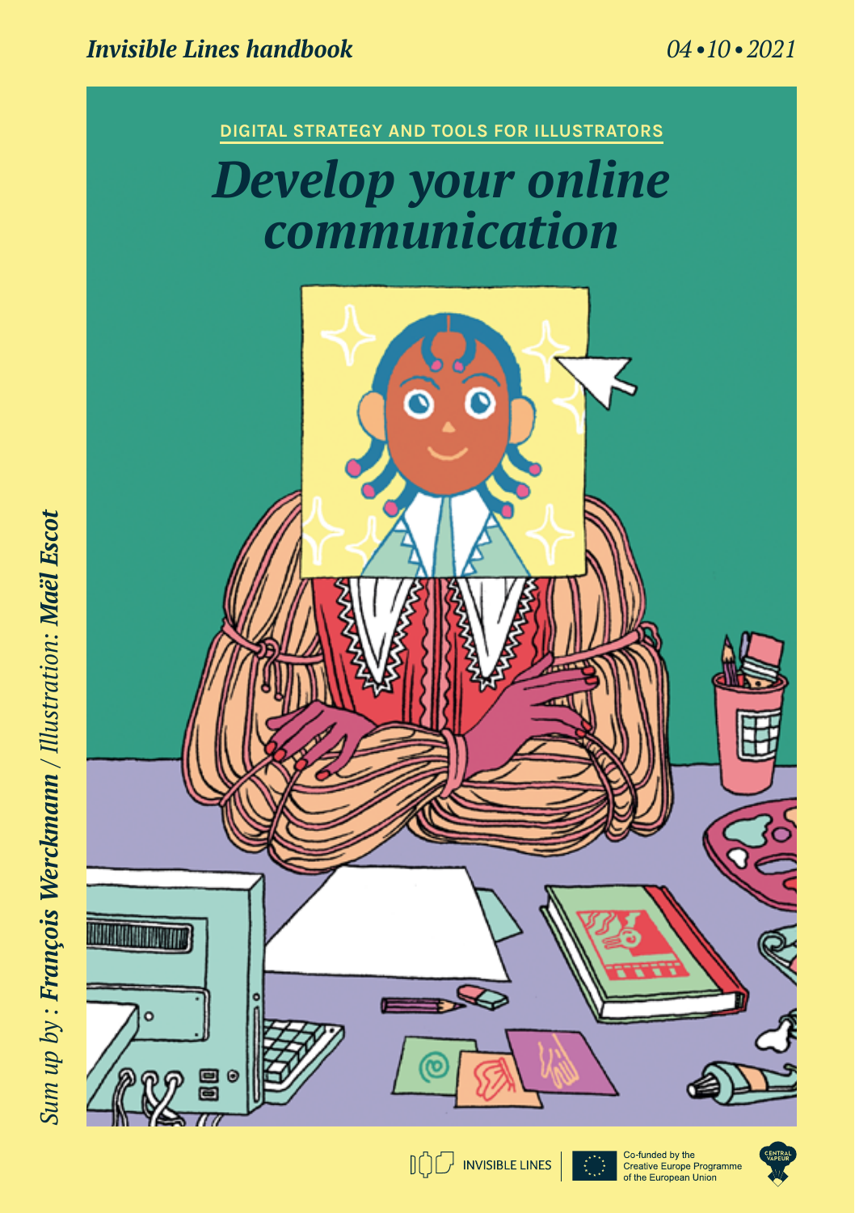*Invisible Lines handbook*

*04 • 10 • 2021*

DIGITAL STRATEGY AND TOOLS FOR ILLUSTRATORS

# *Develop your online communication*

*Sum up by : **François Werckmann** / Illustration: **Maël Escot***

INVISIBLE LINES

Co-funded by the Creative Europe Programme of the European Union

CENTRAL VAPEUR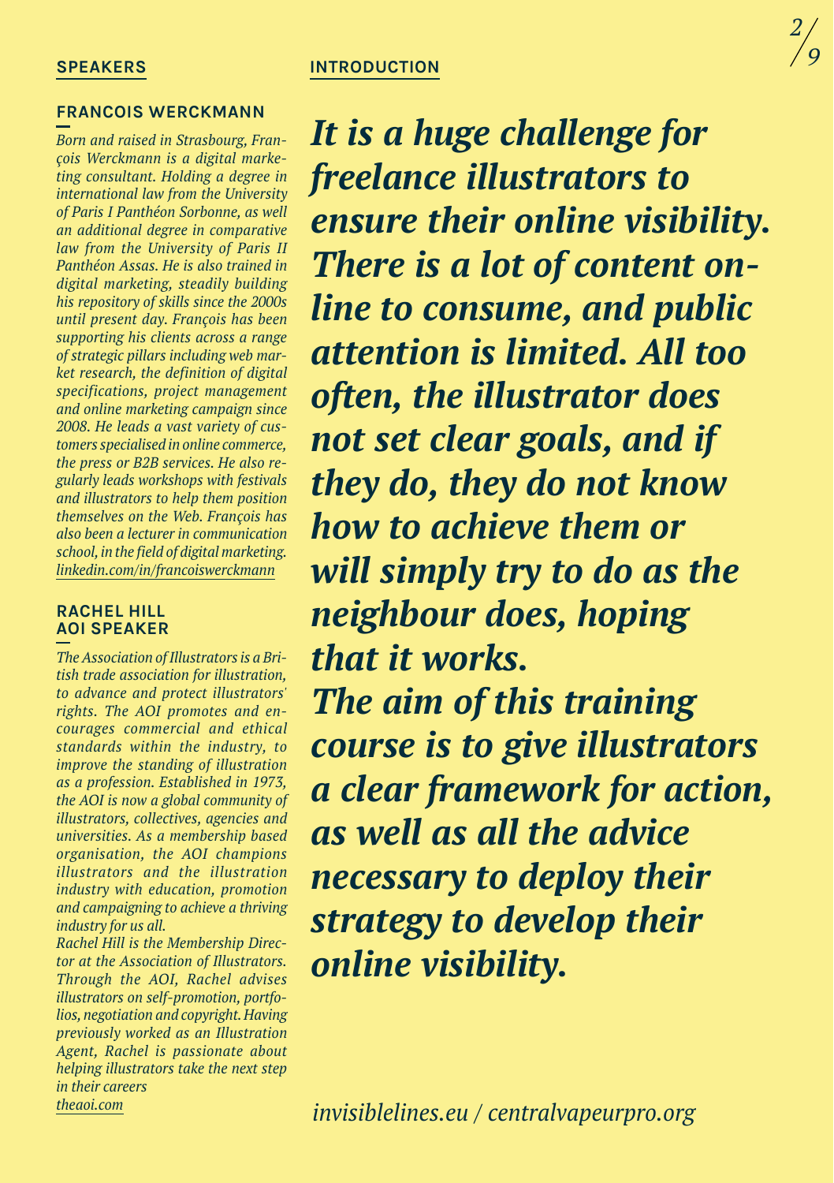## SPEAKERS

### FRANCOIS WERCKMANN

*Born and raised in Strasbourg, François Werckmann is a digital marketing consultant. Holding a degree in international law from the University of Paris I Panthéon Sorbonne, as well an additional degree in comparative law from the University of Paris II Panthéon Assas. He is also trained in digital marketing, steadily building his repository of skills since the 2000s until present day. François has been supporting his clients across a range of strategic pillars including web market research, the definition of digital specifications, project management and online marketing campaign since 2008. He leads a vast variety of customers specialised in online commerce, the press or B2B services. He also regularly leads workshops with festivals and illustrators to help them position themselves on the Web. François has also been a lecturer in communication school, in the field of digital marketing.*
*linkedin.com/in/francoiswerckmann*

### RACHEL HILL AOI SPEAKER

*The Association of Illustrators is a British trade association for illustration, to advance and protect illustrators' rights. The AOI promotes and encourages commercial and ethical standards within the industry, to improve the standing of illustration as a profession. Established in 1973, the AOI is now a global community of illustrators, collectives, agencies and universities. As a membership based organisation, the AOI champions illustrators and the illustration industry with education, promotion and campaigning to achieve a thriving industry for us all.*

*Rachel Hill is the Membership Director at the Association of Illustrators. Through the AOI, Rachel advises illustrators on self-promotion, portfolios, negotiation and copyright. Having previously worked as an Illustration Agent, Rachel is passionate about helping illustrators take the next step in their careers*
*theaoi.com*

## INTRODUCTION

***It is a huge challenge for freelance illustrators to ensure their online visibility. There is a lot of content online to consume, and public attention is limited. All too often, the illustrator does not set clear goals, and if they do, they do not know how to achieve them or will simply try to do as the neighbour does, hoping that it works.***

***The aim of this training course is to give illustrators a clear framework for action, as well as all the advice necessary to deploy their strategy to develop their online visibility.***

*invisiblelines.eu / centralvapeurpro.org*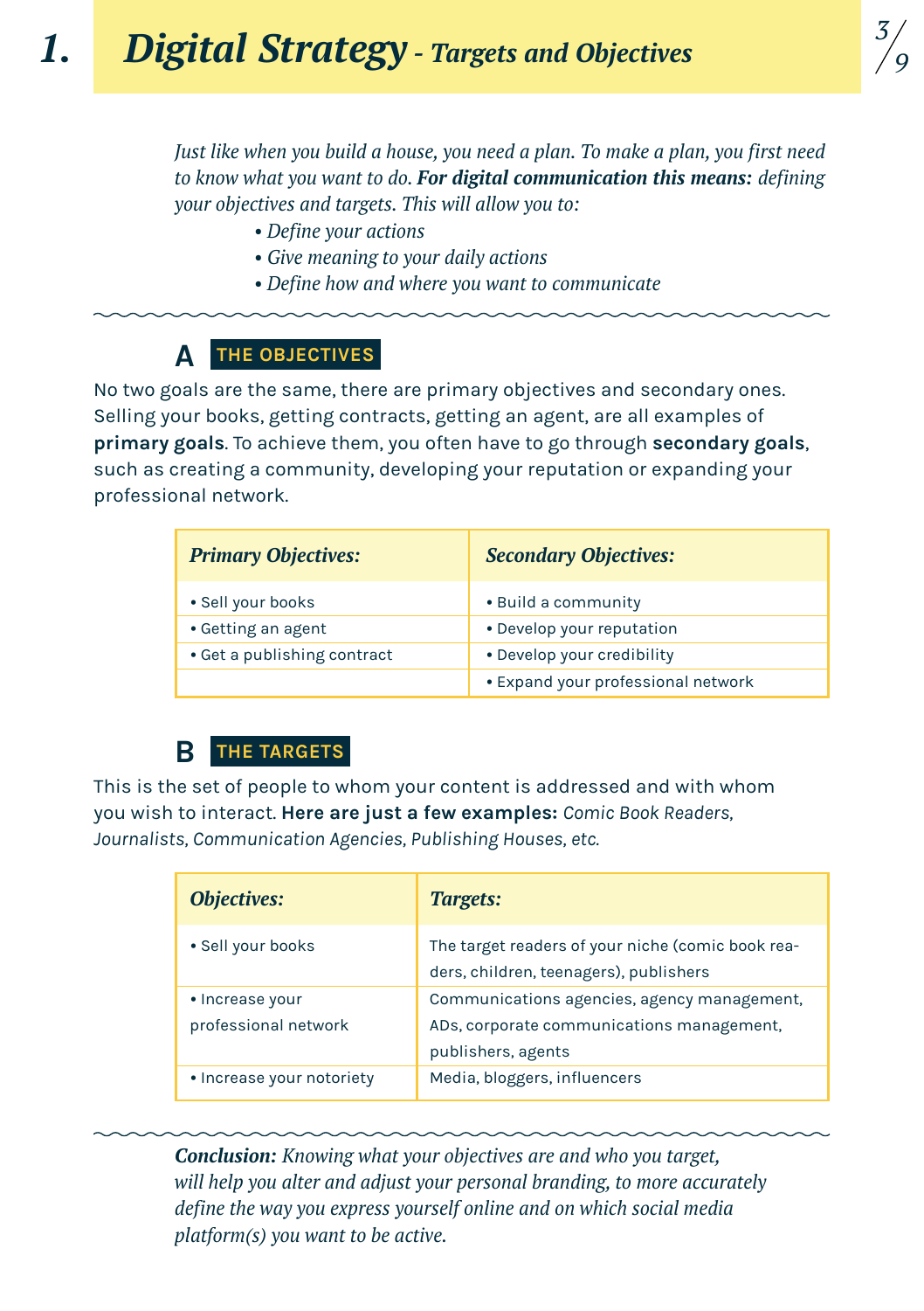# 1. Digital Strategy - *Targets and Objectives*

*Just like when you build a house, you need a plan. To make a plan, you first need to know what you want to do.* ***For digital communication this means:*** *defining your objectives and targets. This will allow you to:*

- *Define your actions*
- *Give meaning to your daily actions*
- *Define how and where you want to communicate*

## A THE OBJECTIVES

No two goals are the same, there are primary objectives and secondary ones. Selling your books, getting contracts, getting an agent, are all examples of **primary goals**. To achieve them, you often have to go through **secondary goals**, such as creating a community, developing your reputation or expanding your professional network.

| *Primary Objectives:* | *Secondary Objectives:* |
|---|---|
| • Sell your books | • Build a community |
| • Getting an agent | • Develop your reputation |
| • Get a publishing contract | • Develop your credibility |
| | • Expand your professional network |

## B THE TARGETS

This is the set of people to whom your content is addressed and with whom you wish to interact. **Here are just a few examples:** *Comic Book Readers, Journalists, Communication Agencies, Publishing Houses, etc.*

| *Objectives:* | *Targets:* |
|---|---|
| • Sell your books | The target readers of your niche (comic book readers, children, teenagers), publishers |
| • Increase your professional network | Communications agencies, agency management, ADs, corporate communications management, publishers, agents |
| • Increase your notoriety | Media, bloggers, influencers |

***Conclusion:*** *Knowing what your objectives are and who you target, will help you alter and adjust your personal branding, to more accurately define the way you express yourself online and on which social media platform(s) you want to be active.*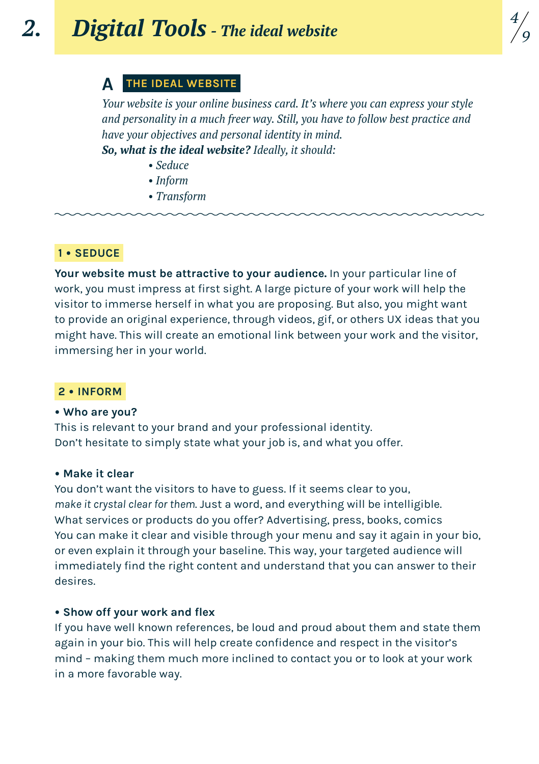# 2. *Digital Tools* - *The ideal website*

## A THE IDEAL WEBSITE

*Your website is your online business card. It's where you can express your style and personality in a much freer way. Still, you have to follow best practice and have your objectives and personal identity in mind.*
***So, what is the ideal website?*** *Ideally, it should:*

- *Seduce*
- *Inform*
- *Transform*

---

### 1 • SEDUCE

**Your website must be attractive to your audience.** In your particular line of work, you must impress at first sight. A large picture of your work will help the visitor to immerse herself in what you are proposing. But also, you might want to provide an original experience, through videos, gif, or others UX ideas that you might have. This will create an emotional link between your work and the visitor, immersing her in your world.

### 2 • INFORM

**• Who are you?**
This is relevant to your brand and your professional identity.
Don't hesitate to simply state what your job is, and what you offer.

**• Make it clear**
You don't want the visitors to have to guess. If it seems clear to you, *make it crystal clear for them.* Just a word, and everything will be intelligible.
What services or products do you offer? Advertising, press, books, comics
You can make it clear and visible through your menu and say it again in your bio, or even explain it through your baseline. This way, your targeted audience will immediately find the right content and understand that you can answer to their desires.

**• Show off your work and flex**
If you have well known references, be loud and proud about them and state them again in your bio. This will help create confidence and respect in the visitor's mind – making them much more inclined to contact you or to look at your work in a more favorable way.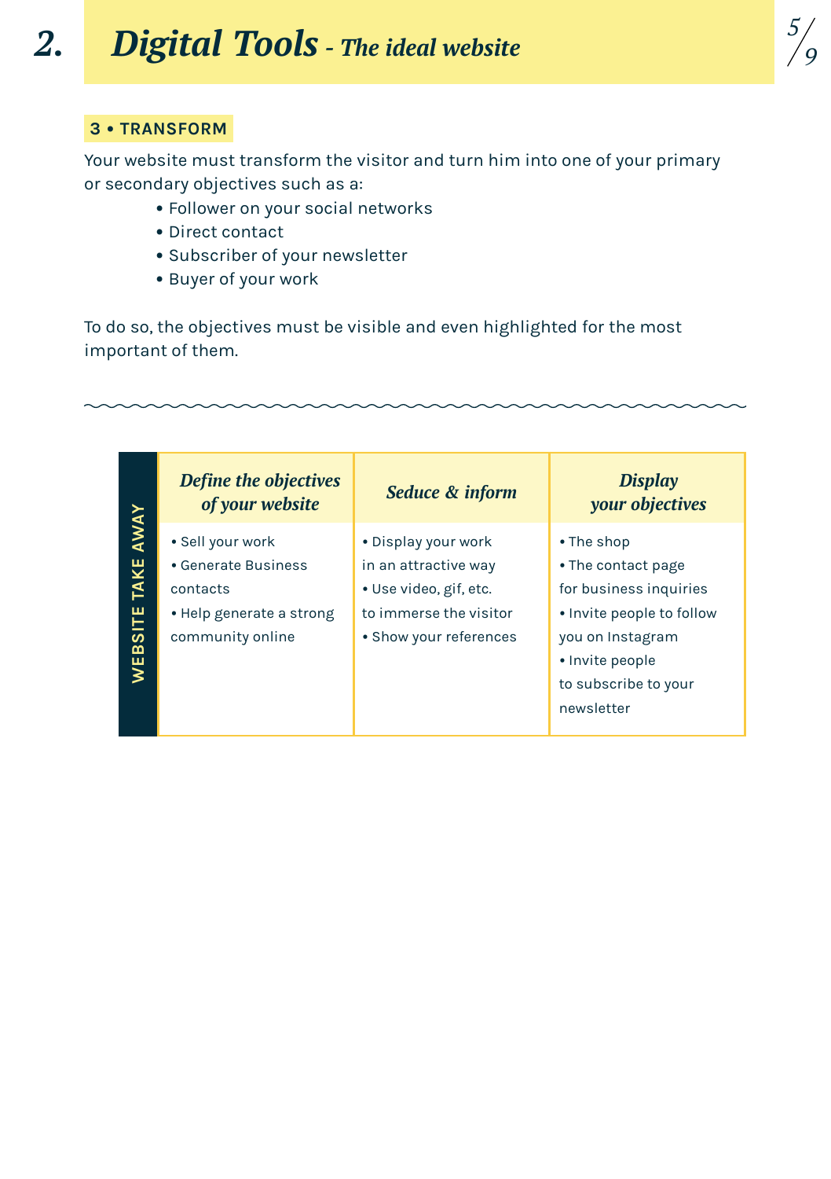# 2. *Digital Tools - The ideal website*

### 3 • TRANSFORM

Your website must transform the visitor and turn him into one of your primary or secondary objectives such as a:

- Follower on your social networks
- Direct contact
- Subscriber of your newsletter
- Buyer of your work

To do so, the objectives must be visible and even highlighted for the most important of them.

**WEBSITE TAKE AWAY**

| *Define the objectives of your website* | *Seduce & inform* | *Display your objectives* |
|---|---|---|
| • Sell your work<br>• Generate Business contacts<br>• Help generate a strong community online | • Display your work in an attractive way<br>• Use video, gif, etc. to immerse the visitor<br>• Show your references | • The shop<br>• The contact page for business inquiries<br>• Invite people to follow you on Instagram<br>• Invite people to subscribe to your newsletter |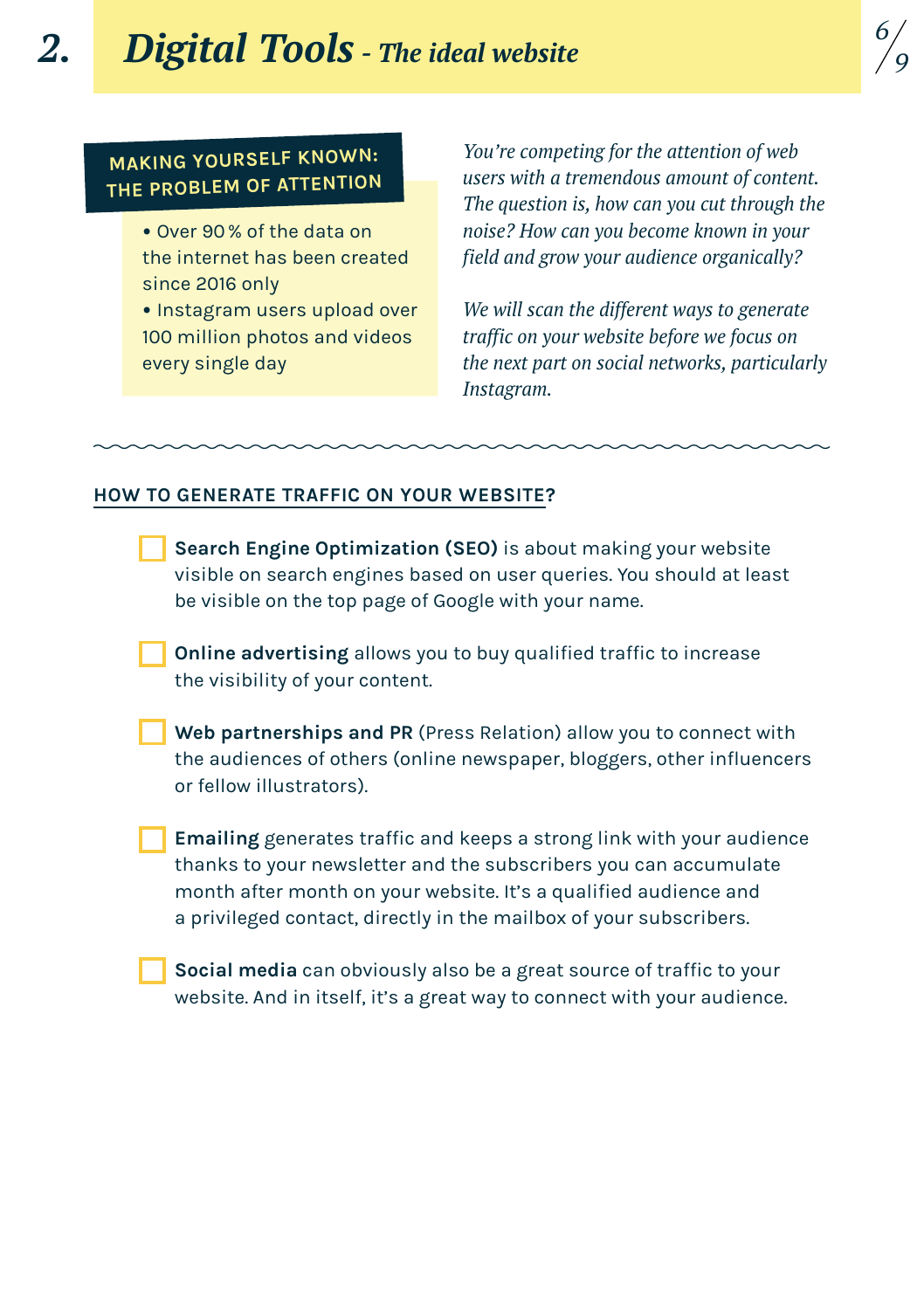# 2. Digital Tools - *The ideal website*

**MAKING YOURSELF KNOWN: THE PROBLEM OF ATTENTION**

- Over 90 % of the data on the internet has been created since 2016 only
- Instagram users upload over 100 million photos and videos every single day

*You're competing for the attention of web users with a tremendous amount of content. The question is, how can you cut through the noise? How can you become known in your field and grow your audience organically?*

*We will scan the different ways to generate traffic on your website before we focus on the next part on social networks, particularly Instagram.*

---

## HOW TO GENERATE TRAFFIC ON YOUR WEBSITE?

- [ ] **Search Engine Optimization (SEO)** is about making your website visible on search engines based on user queries. You should at least be visible on the top page of Google with your name.

- [ ] **Online advertising** allows you to buy qualified traffic to increase the visibility of your content.

- [ ] **Web partnerships and PR** (Press Relation) allow you to connect with the audiences of others (online newspaper, bloggers, other influencers or fellow illustrators).

- [ ] **Emailing** generates traffic and keeps a strong link with your audience thanks to your newsletter and the subscribers you can accumulate month after month on your website. It's a qualified audience and a privileged contact, directly in the mailbox of your subscribers.

- [ ] **Social media** can obviously also be a great source of traffic to your website. And in itself, it's a great way to connect with your audience.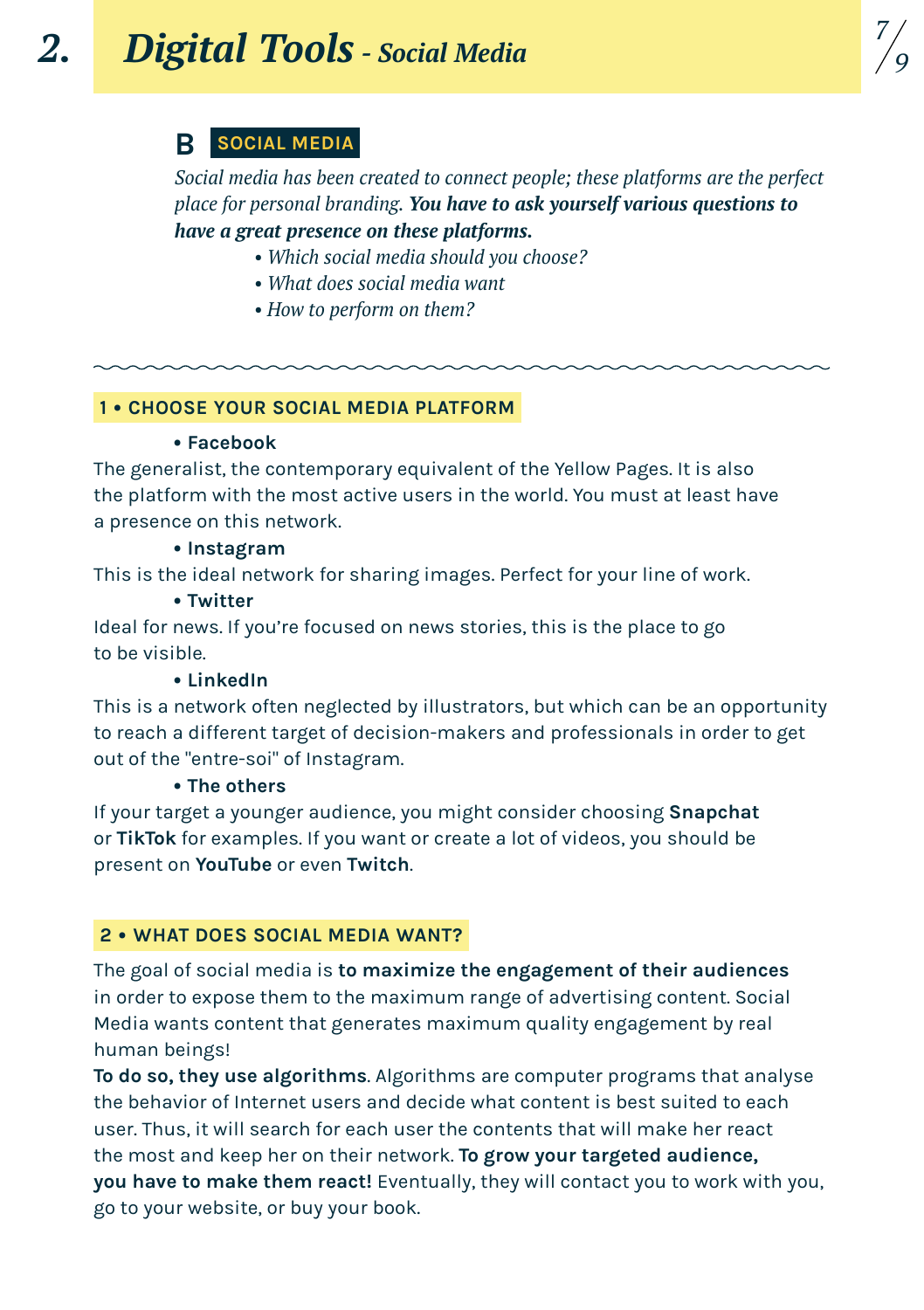# 2. *Digital Tools* - *Social Media*

## B SOCIAL MEDIA

*Social media has been created to connect people; these platforms are the perfect place for personal branding.* ***You have to ask yourself various questions to have a great presence on these platforms.***

- *Which social media should you choose?*
- *What does social media want*
- *How to perform on them?*

---

### 1 • CHOOSE YOUR SOCIAL MEDIA PLATFORM

- **Facebook**

The generalist, the contemporary equivalent of the Yellow Pages. It is also the platform with the most active users in the world. You must at least have a presence on this network.

- **Instagram**

This is the ideal network for sharing images. Perfect for your line of work.

- **Twitter**

Ideal for news. If you're focused on news stories, this is the place to go to be visible.

- **LinkedIn**

This is a network often neglected by illustrators, but which can be an opportunity to reach a different target of decision-makers and professionals in order to get out of the "entre-soi" of Instagram.

- **The others**

If your target a younger audience, you might consider choosing **Snapchat** or **TikTok** for examples. If you want or create a lot of videos, you should be present on **YouTube** or even **Twitch**.

### 2 • WHAT DOES SOCIAL MEDIA WANT?

The goal of social media is **to maximize the engagement of their audiences** in order to expose them to the maximum range of advertising content. Social Media wants content that generates maximum quality engagement by real human beings!

**To do so, they use algorithms**. Algorithms are computer programs that analyse the behavior of Internet users and decide what content is best suited to each user. Thus, it will search for each user the contents that will make her react the most and keep her on their network. **To grow your targeted audience, you have to make them react!** Eventually, they will contact you to work with you, go to your website, or buy your book.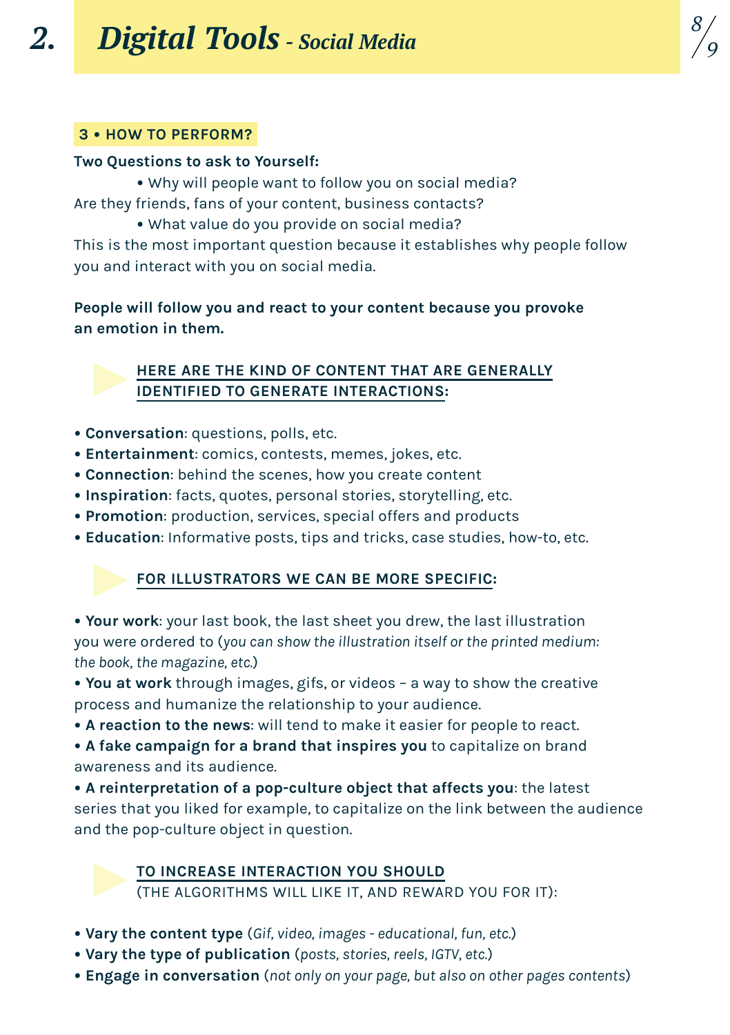# 2. *Digital Tools* - *Social Media*

### 3 • HOW TO PERFORM?

**Two Questions to ask to Yourself:**

• Why will people want to follow you on social media?

Are they friends, fans of your content, business contacts?

• What value do you provide on social media?

This is the most important question because it establishes why people follow you and interact with you on social media.

**People will follow you and react to your content because you provoke an emotion in them.**

#### HERE ARE THE KIND OF CONTENT THAT ARE GENERALLY IDENTIFIED TO GENERATE INTERACTIONS:

- **Conversation**: questions, polls, etc.
- **Entertainment**: comics, contests, memes, jokes, etc.
- **Connection**: behind the scenes, how you create content
- **Inspiration**: facts, quotes, personal stories, storytelling, etc.
- **Promotion**: production, services, special offers and products
- **Education**: Informative posts, tips and tricks, case studies, how-to, etc.

#### FOR ILLUSTRATORS WE CAN BE MORE SPECIFIC:

- **Your work**: your last book, the last sheet you drew, the last illustration you were ordered to (*you can show the illustration itself or the printed medium: the book, the magazine, etc.*)
- **You at work** through images, gifs, or videos – a way to show the creative process and humanize the relationship to your audience.
- **A reaction to the news**: will tend to make it easier for people to react.
- **A fake campaign for a brand that inspires you** to capitalize on brand awareness and its audience.
- **A reinterpretation of a pop-culture object that affects you**: the latest series that you liked for example, to capitalize on the link between the audience and the pop-culture object in question.

#### TO INCREASE INTERACTION YOU SHOULD
(THE ALGORITHMS WILL LIKE IT, AND REWARD YOU FOR IT):

- **Vary the content type** (*Gif, video, images - educational, fun, etc.*)
- **Vary the type of publication** (*posts, stories, reels, IGTV, etc.*)
- **Engage in conversation** (*not only on your page, but also on other pages contents*)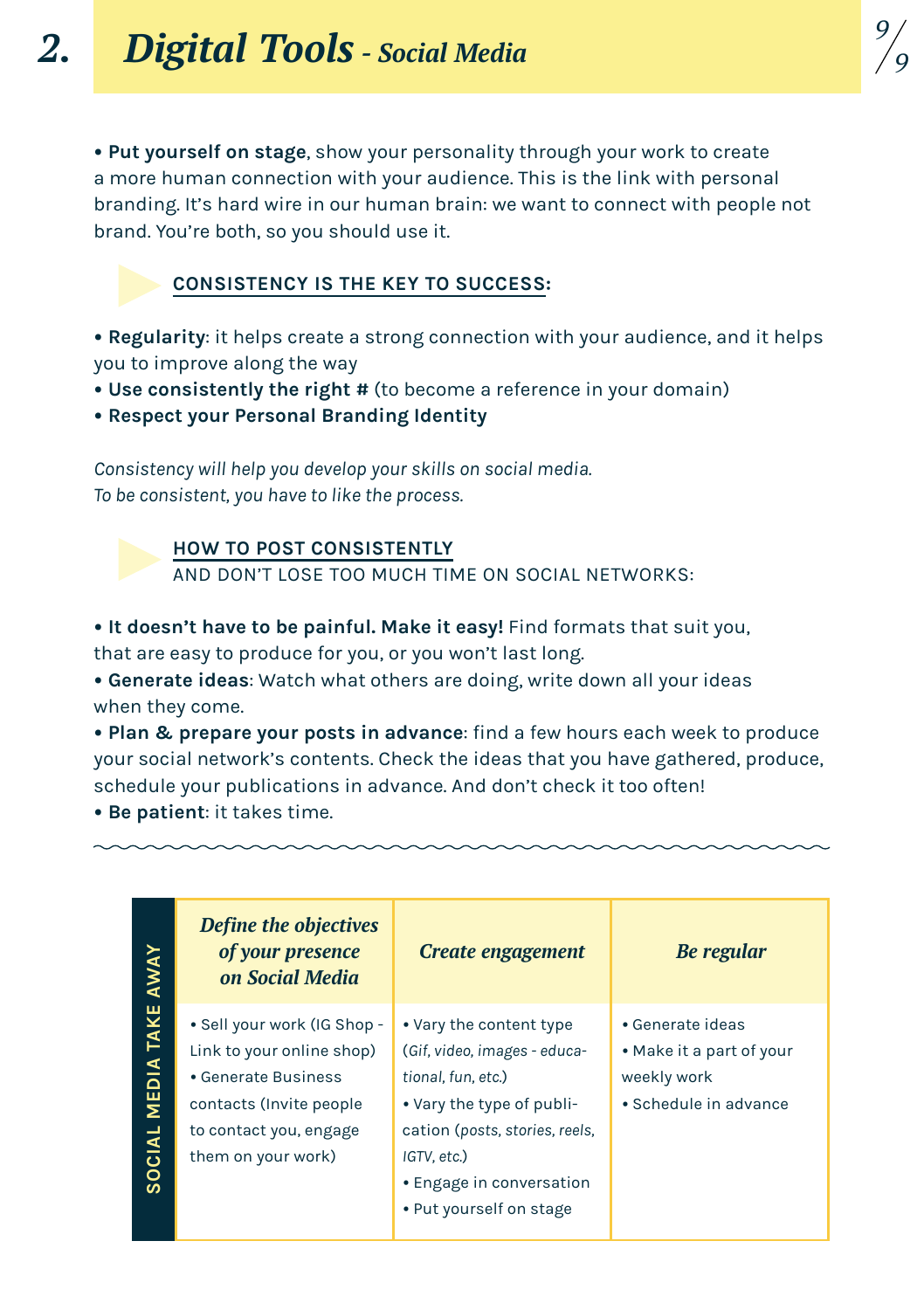# 2. Digital Tools - Social Media

• **Put yourself on stage**, show your personality through your work to create a more human connection with your audience. This is the link with personal branding. It's hard wire in our human brain: we want to connect with people not brand. You're both, so you should use it.

### CONSISTENCY IS THE KEY TO SUCCESS:

• **Regularity**: it helps create a strong connection with your audience, and it helps you to improve along the way
• **Use consistently the right #** (to become a reference in your domain)
• **Respect your Personal Branding Identity**

*Consistency will help you develop your skills on social media.*
*To be consistent, you have to like the process.*

### HOW TO POST CONSISTENTLY AND DON'T LOSE TOO MUCH TIME ON SOCIAL NETWORKS:

• **It doesn't have to be painful. Make it easy!** Find formats that suit you, that are easy to produce for you, or you won't last long.
• **Generate ideas**: Watch what others are doing, write down all your ideas when they come.
• **Plan & prepare your posts in advance**: find a few hours each week to produce your social network's contents. Check the ideas that you have gathered, produce, schedule your publications in advance. And don't check it too often!
• **Be patient**: it takes time.

**SOCIAL MEDIA TAKE AWAY**

| *Define the objectives of your presence on Social Media* | *Create engagement* | *Be regular* |
|---|---|---|
| • Sell your work (IG Shop - Link to your online shop)<br>• Generate Business contacts (Invite people to contact you, engage them on your work) | • Vary the content type (*Gif, video, images - educational, fun, etc.*)<br>• Vary the type of publication (*posts, stories, reels, IGTV, etc.*)<br>• Engage in conversation<br>• Put yourself on stage | • Generate ideas<br>• Make it a part of your weekly work<br>• Schedule in advance |